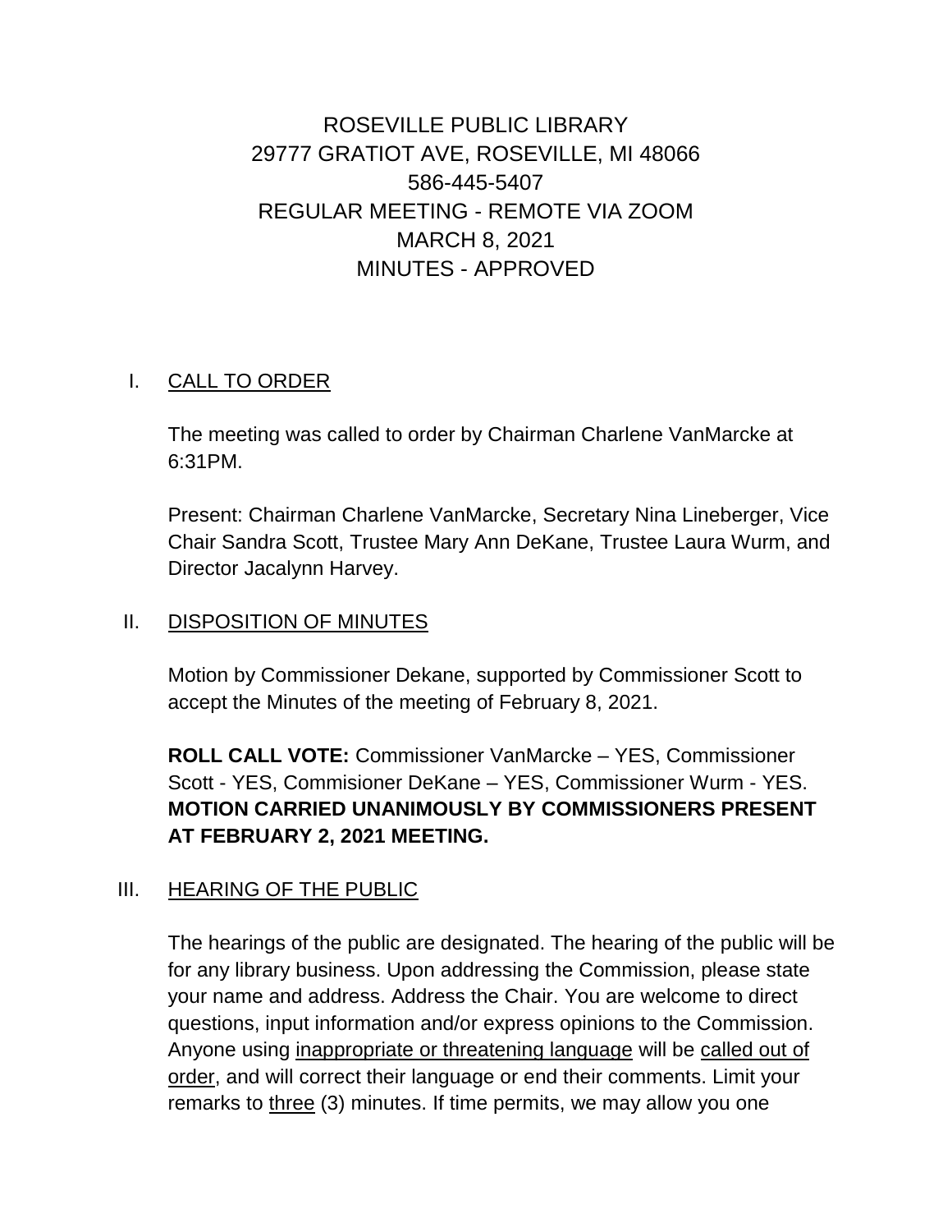# ROSEVILLE PUBLIC LIBRARY
## 29777 GRATIOT AVE, ROSEVILLE, MI 48066
## 586-445-5407
## REGULAR MEETING - REMOTE VIA ZOOM
## MARCH 8, 2021
## MINUTES - APPROVED

I. CALL TO ORDER

The meeting was called to order by Chairman Charlene VanMarcke at 6:31PM.

Present: Chairman Charlene VanMarcke, Secretary Nina Lineberger, Vice Chair Sandra Scott, Trustee Mary Ann DeKane, Trustee Laura Wurm, and Director Jacalynn Harvey.

II. DISPOSITION OF MINUTES

Motion by Commissioner Dekane, supported by Commissioner Scott to accept the Minutes of the meeting of February 8, 2021.

**ROLL CALL VOTE:** Commissioner VanMarcke – YES, Commissioner Scott - YES, Commisioner DeKane – YES, Commissioner Wurm - YES. **MOTION CARRIED UNANIMOUSLY BY COMMISSIONERS PRESENT AT FEBRUARY 2, 2021 MEETING.**

III. HEARING OF THE PUBLIC

The hearings of the public are designated. The hearing of the public will be for any library business. Upon addressing the Commission, please state your name and address. Address the Chair. You are welcome to direct questions, input information and/or express opinions to the Commission. Anyone using inappropriate or threatening language will be called out of order, and will correct their language or end their comments. Limit your remarks to three (3) minutes. If time permits, we may allow you one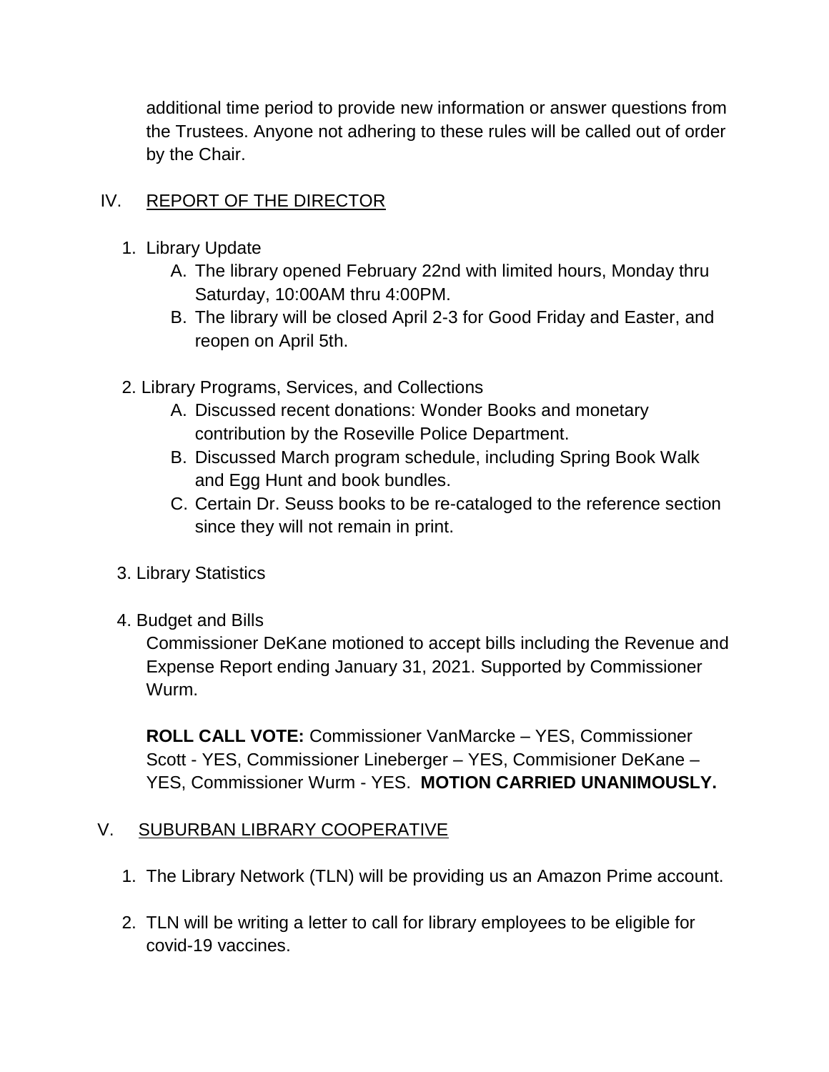additional time period to provide new information or answer questions from the Trustees. Anyone not adhering to these rules will be called out of order by the Chair.

## IV. REPORT OF THE DIRECTOR

1. Library Update
   A. The library opened February 22nd with limited hours, Monday thru Saturday, 10:00AM thru 4:00PM.
   B. The library will be closed April 2-3 for Good Friday and Easter, and reopen on April 5th.

2. Library Programs, Services, and Collections
   A. Discussed recent donations: Wonder Books and monetary contribution by the Roseville Police Department.
   B. Discussed March program schedule, including Spring Book Walk and Egg Hunt and book bundles.
   C. Certain Dr. Seuss books to be re-cataloged to the reference section since they will not remain in print.

3. Library Statistics

4. Budget and Bills

   Commissioner DeKane motioned to accept bills including the Revenue and Expense Report ending January 31, 2021. Supported by Commissioner Wurm.

   **ROLL CALL VOTE:** Commissioner VanMarcke – YES, Commissioner Scott - YES, Commissioner Lineberger – YES, Commisioner DeKane – YES, Commissioner Wurm - YES. **MOTION CARRIED UNANIMOUSLY.**

## V. SUBURBAN LIBRARY COOPERATIVE

1. The Library Network (TLN) will be providing us an Amazon Prime account.

2. TLN will be writing a letter to call for library employees to be eligible for covid-19 vaccines.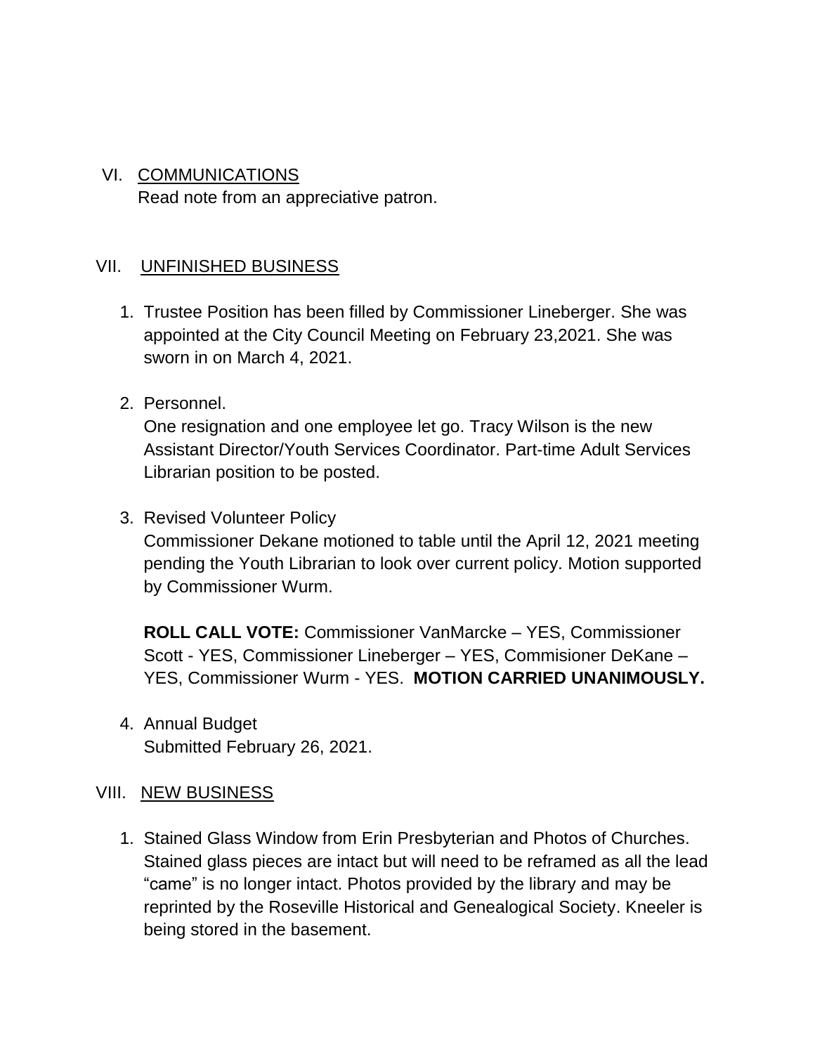VI. COMMUNICATIONS

Read note from an appreciative patron.

VII. UNFINISHED BUSINESS

1. Trustee Position has been filled by Commissioner Lineberger. She was appointed at the City Council Meeting on February 23,2021. She was sworn in on March 4, 2021.

2. Personnel.
   One resignation and one employee let go. Tracy Wilson is the new Assistant Director/Youth Services Coordinator. Part-time Adult Services Librarian position to be posted.

3. Revised Volunteer Policy
   Commissioner Dekane motioned to table until the April 12, 2021 meeting pending the Youth Librarian to look over current policy. Motion supported by Commissioner Wurm.

   **ROLL CALL VOTE:** Commissioner VanMarcke – YES, Commissioner Scott - YES, Commissioner Lineberger – YES, Commisioner DeKane – YES, Commissioner Wurm - YES. **MOTION CARRIED UNANIMOUSLY.**

4. Annual Budget
   Submitted February 26, 2021.

VIII. NEW BUSINESS

1. Stained Glass Window from Erin Presbyterian and Photos of Churches. Stained glass pieces are intact but will need to be reframed as all the lead "came" is no longer intact. Photos provided by the library and may be reprinted by the Roseville Historical and Genealogical Society. Kneeler is being stored in the basement.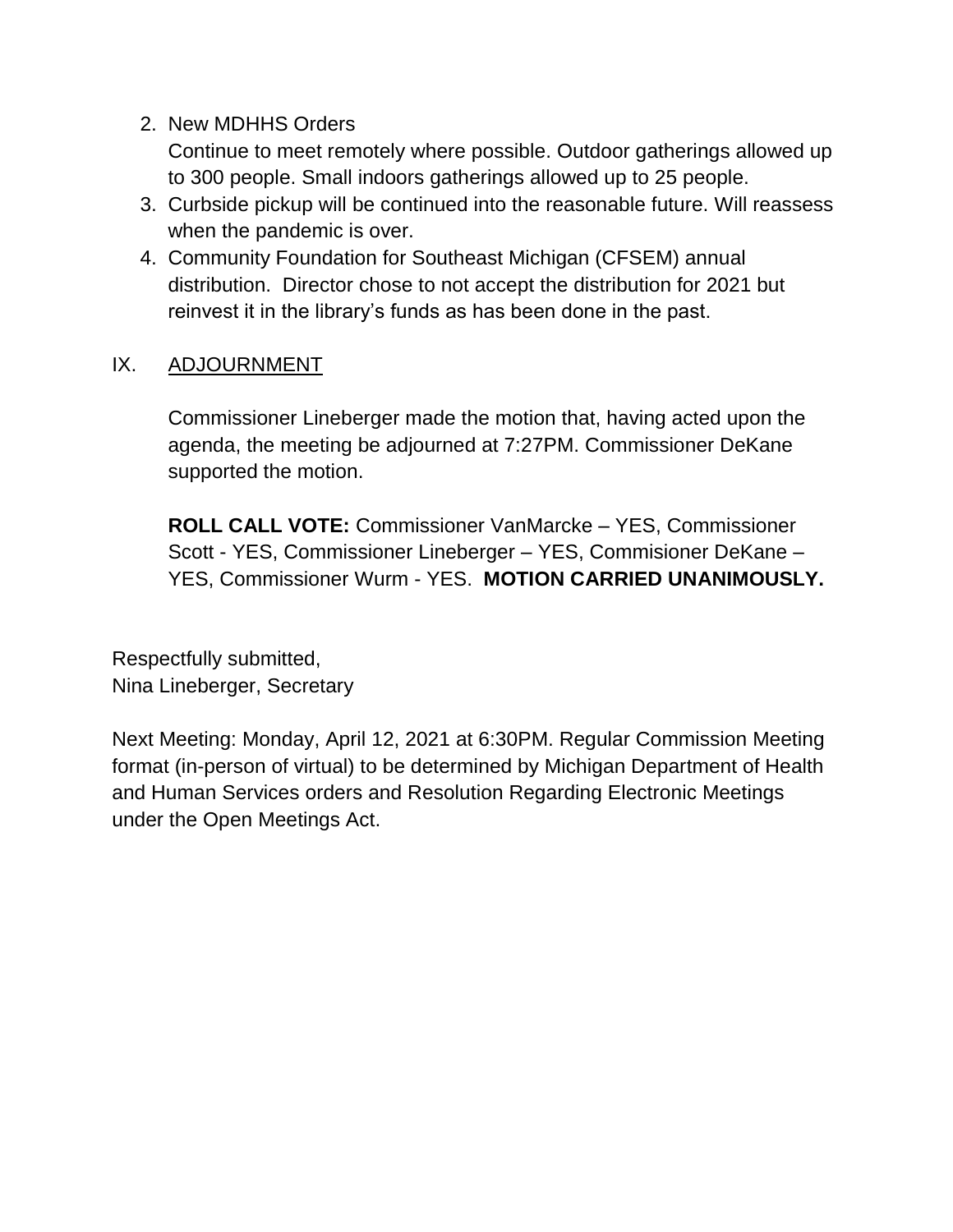2. New MDHHS Orders
   Continue to meet remotely where possible. Outdoor gatherings allowed up to 300 people. Small indoors gatherings allowed up to 25 people.
3. Curbside pickup will be continued into the reasonable future. Will reassess when the pandemic is over.
4. Community Foundation for Southeast Michigan (CFSEM) annual distribution. Director chose to not accept the distribution for 2021 but reinvest it in the library's funds as has been done in the past.

## IX. ADJOURNMENT

Commissioner Lineberger made the motion that, having acted upon the agenda, the meeting be adjourned at 7:27PM. Commissioner DeKane supported the motion.

**ROLL CALL VOTE:** Commissioner VanMarcke – YES, Commissioner Scott - YES, Commissioner Lineberger – YES, Commisioner DeKane – YES, Commissioner Wurm - YES. **MOTION CARRIED UNANIMOUSLY.**

Respectfully submitted,
Nina Lineberger, Secretary

Next Meeting: Monday, April 12, 2021 at 6:30PM. Regular Commission Meeting format (in-person of virtual) to be determined by Michigan Department of Health and Human Services orders and Resolution Regarding Electronic Meetings under the Open Meetings Act.